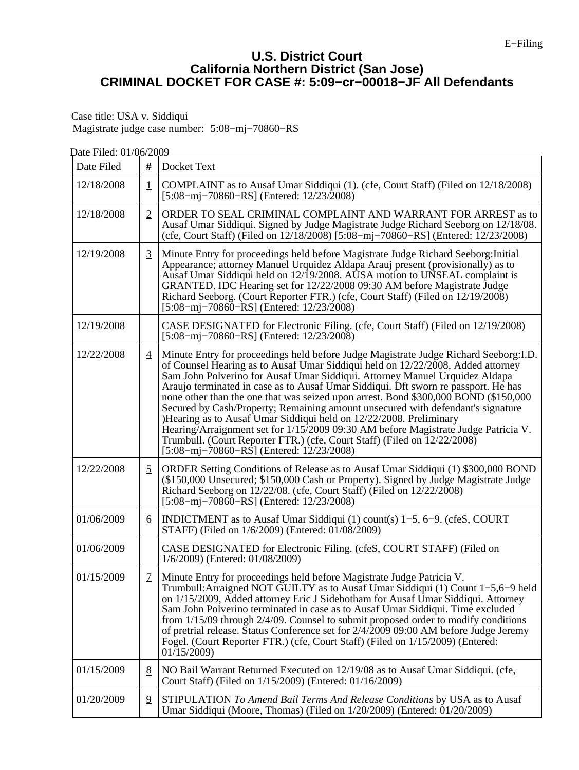E−Filing

# U.S. District Court
# California Northern District (San Jose)
# CRIMINAL DOCKET FOR CASE #: 5:09−cr−00018−JF All Defendants

Case title: USA v. Siddiqui

Magistrate judge case number: 5:08−mj−70860−RS

Date Filed: 01/06/2009

| Date Filed | # | Docket Text |
|---|---|---|
| 12/18/2008 | 1 | COMPLAINT as to Ausaf Umar Siddiqui (1). (cfe, Court Staff) (Filed on 12/18/2008) [5:08−mj−70860−RS] (Entered: 12/23/2008) |
| 12/18/2008 | 2 | ORDER TO SEAL CRIMINAL COMPLAINT AND WARRANT FOR ARREST as to Ausaf Umar Siddiqui. Signed by Judge Magistrate Judge Richard Seeborg on 12/18/08. (cfe, Court Staff) (Filed on 12/18/2008) [5:08−mj−70860−RS] (Entered: 12/23/2008) |
| 12/19/2008 | 3 | Minute Entry for proceedings held before Magistrate Judge Richard Seeborg:Initial Appearance; attorney Manuel Urquidez Aldapa Arauj present (provisionally) as to Ausaf Umar Siddiqui held on 12/19/2008. AUSA motion to UNSEAL complaint is GRANTED. IDC Hearing set for 12/22/2008 09:30 AM before Magistrate Judge Richard Seeborg. (Court Reporter FTR.) (cfe, Court Staff) (Filed on 12/19/2008) [5:08−mj−70860−RS] (Entered: 12/23/2008) |
| 12/19/2008 | | CASE DESIGNATED for Electronic Filing. (cfe, Court Staff) (Filed on 12/19/2008) [5:08−mj−70860−RS] (Entered: 12/23/2008) |
| 12/22/2008 | 4 | Minute Entry for proceedings held before Judge Magistrate Judge Richard Seeborg:I.D. of Counsel Hearing as to Ausaf Umar Siddiqui held on 12/22/2008, Added attorney Sam John Polverino for Ausaf Umar Siddiqui. Attorney Manuel Urquidez Aldapa Araujo terminated in case as to Ausaf Umar Siddiqui. Dft sworn re passport. He has none other than the one that was seized upon arrest. Bond $300,000 BOND ($150,000 Secured by Cash/Property; Remaining amount unsecured with defendant's signature )Hearing as to Ausaf Umar Siddiqui held on 12/22/2008. Preliminary Hearing/Arraignment set for 1/15/2009 09:30 AM before Magistrate Judge Patricia V. Trumbull. (Court Reporter FTR.) (cfe, Court Staff) (Filed on 12/22/2008) [5:08−mj−70860−RS] (Entered: 12/23/2008) |
| 12/22/2008 | 5 | ORDER Setting Conditions of Release as to Ausaf Umar Siddiqui (1) $300,000 BOND ($150,000 Unsecured; $150,000 Cash or Property). Signed by Judge Magistrate Judge Richard Seeborg on 12/22/08. (cfe, Court Staff) (Filed on 12/22/2008) [5:08−mj−70860−RS] (Entered: 12/23/2008) |
| 01/06/2009 | 6 | INDICTMENT as to Ausaf Umar Siddiqui (1) count(s) 1−5, 6−9. (cfeS, COURT STAFF) (Filed on 1/6/2009) (Entered: 01/08/2009) |
| 01/06/2009 | | CASE DESIGNATED for Electronic Filing. (cfeS, COURT STAFF) (Filed on 1/6/2009) (Entered: 01/08/2009) |
| 01/15/2009 | 7 | Minute Entry for proceedings held before Magistrate Judge Patricia V. Trumbull:Arraigned NOT GUILTY as to Ausaf Umar Siddiqui (1) Count 1−5,6−9 held on 1/15/2009, Added attorney Eric J Sidebotham for Ausaf Umar Siddiqui. Attorney Sam John Polverino terminated in case as to Ausaf Umar Siddiqui. Time excluded from 1/15/09 through 2/4/09. Counsel to submit proposed order to modify conditions of pretrial release. Status Conference set for 2/4/2009 09:00 AM before Judge Jeremy Fogel. (Court Reporter FTR.) (cfe, Court Staff) (Filed on 1/15/2009) (Entered: 01/15/2009) |
| 01/15/2009 | 8 | NO Bail Warrant Returned Executed on 12/19/08 as to Ausaf Umar Siddiqui. (cfe, Court Staff) (Filed on 1/15/2009) (Entered: 01/16/2009) |
| 01/20/2009 | 9 | STIPULATION *To Amend Bail Terms And Release Conditions* by USA as to Ausaf Umar Siddiqui (Moore, Thomas) (Filed on 1/20/2009) (Entered: 01/20/2009) |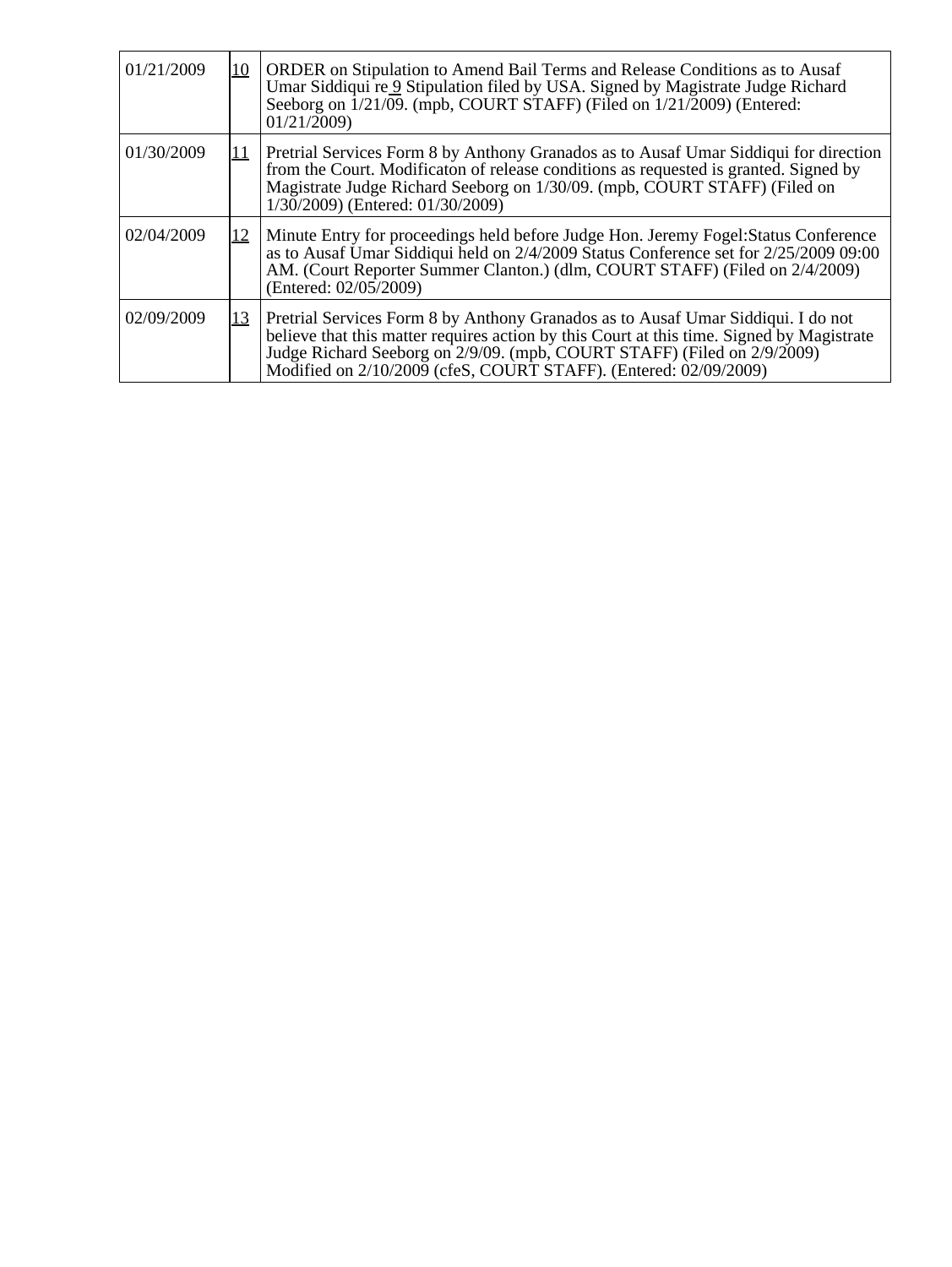| | | |
|---|---|---|
| 01/21/2009 | 10 | ORDER on Stipulation to Amend Bail Terms and Release Conditions as to Ausaf Umar Siddiqui re 9 Stipulation filed by USA. Signed by Magistrate Judge Richard Seeborg on 1/21/09. (mpb, COURT STAFF) (Filed on 1/21/2009) (Entered: 01/21/2009) |
| 01/30/2009 | 11 | Pretrial Services Form 8 by Anthony Granados as to Ausaf Umar Siddiqui for direction from the Court. Modificaton of release conditions as requested is granted. Signed by Magistrate Judge Richard Seeborg on 1/30/09. (mpb, COURT STAFF) (Filed on 1/30/2009) (Entered: 01/30/2009) |
| 02/04/2009 | 12 | Minute Entry for proceedings held before Judge Hon. Jeremy Fogel:Status Conference as to Ausaf Umar Siddiqui held on 2/4/2009 Status Conference set for 2/25/2009 09:00 AM. (Court Reporter Summer Clanton.) (dlm, COURT STAFF) (Filed on 2/4/2009) (Entered: 02/05/2009) |
| 02/09/2009 | 13 | Pretrial Services Form 8 by Anthony Granados as to Ausaf Umar Siddiqui. I do not believe that this matter requires action by this Court at this time. Signed by Magistrate Judge Richard Seeborg on 2/9/09. (mpb, COURT STAFF) (Filed on 2/9/2009) Modified on 2/10/2009 (cfeS, COURT STAFF). (Entered: 02/09/2009) |